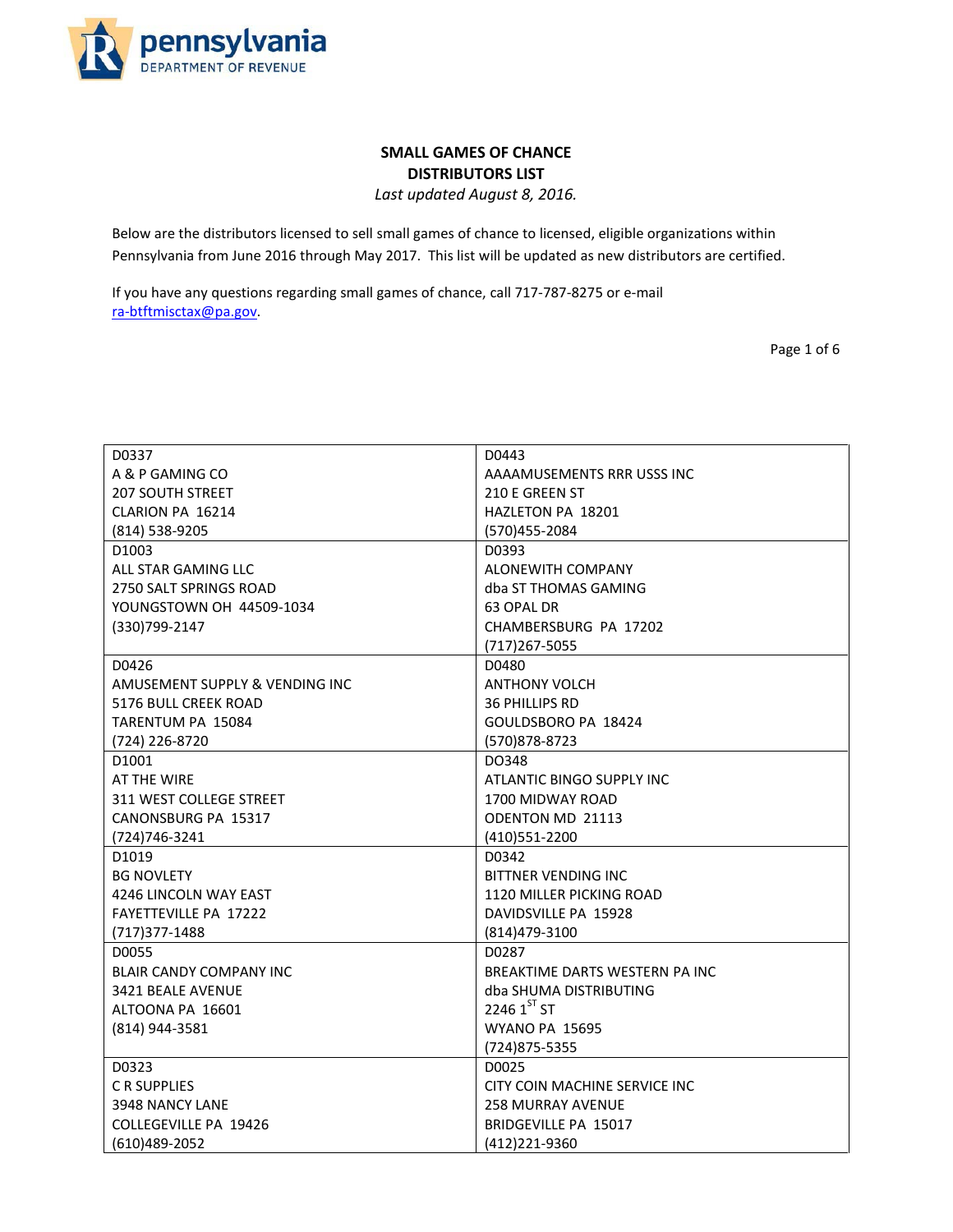pennsylvania
DEPARTMENT OF REVENUE

# SMALL GAMES OF CHANCE
# DISTRIBUTORS LIST

*Last updated August 8, 2016.*

Below are the distributors licensed to sell small games of chance to licensed, eligible organizations within Pennsylvania from June 2016 through May 2017. This list will be updated as new distributors are certified.

If you have any questions regarding small games of chance, call 717-787-8275 or e-mail ra-btftmisctax@pa.gov.

| | |
|---|---|
| D0337<br>A & P GAMING CO<br>207 SOUTH STREET<br>CLARION PA 16214<br>(814) 538-9205 | D0443<br>AAAAMUSEMENTS RRR USSS INC<br>210 E GREEN ST<br>HAZLETON PA 18201<br>(570)455-2084 |
| D1003<br>ALL STAR GAMING LLC<br>2750 SALT SPRINGS ROAD<br>YOUNGSTOWN OH 44509-1034<br>(330)799-2147 | D0393<br>ALONEWITH COMPANY<br>dba ST THOMAS GAMING<br>63 OPAL DR<br>CHAMBERSBURG PA 17202<br>(717)267-5055 |
| D0426<br>AMUSEMENT SUPPLY & VENDING INC<br>5176 BULL CREEK ROAD<br>TARENTUM PA 15084<br>(724) 226-8720 | D0480<br>ANTHONY VOLCH<br>36 PHILLIPS RD<br>GOULDSBORO PA 18424<br>(570)878-8723 |
| D1001<br>AT THE WIRE<br>311 WEST COLLEGE STREET<br>CANONSBURG PA 15317<br>(724)746-3241 | DO348<br>ATLANTIC BINGO SUPPLY INC<br>1700 MIDWAY ROAD<br>ODENTON MD 21113<br>(410)551-2200 |
| D1019<br>BG NOVLETY<br>4246 LINCOLN WAY EAST<br>FAYETTEVILLE PA 17222<br>(717)377-1488 | D0342<br>BITTNER VENDING INC<br>1120 MILLER PICKING ROAD<br>DAVIDSVILLE PA 15928<br>(814)479-3100 |
| D0055<br>BLAIR CANDY COMPANY INC<br>3421 BEALE AVENUE<br>ALTOONA PA 16601<br>(814) 944-3581 | D0287<br>BREAKTIME DARTS WESTERN PA INC<br>dba SHUMA DISTRIBUTING<br>2246 1ST ST<br>WYANO PA 15695<br>(724)875-5355 |
| D0323<br>C R SUPPLIES<br>3948 NANCY LANE<br>COLLEGEVILLE PA 19426<br>(610)489-2052 | D0025<br>CITY COIN MACHINE SERVICE INC<br>258 MURRAY AVENUE<br>BRIDGEVILLE PA 15017<br>(412)221-9360 |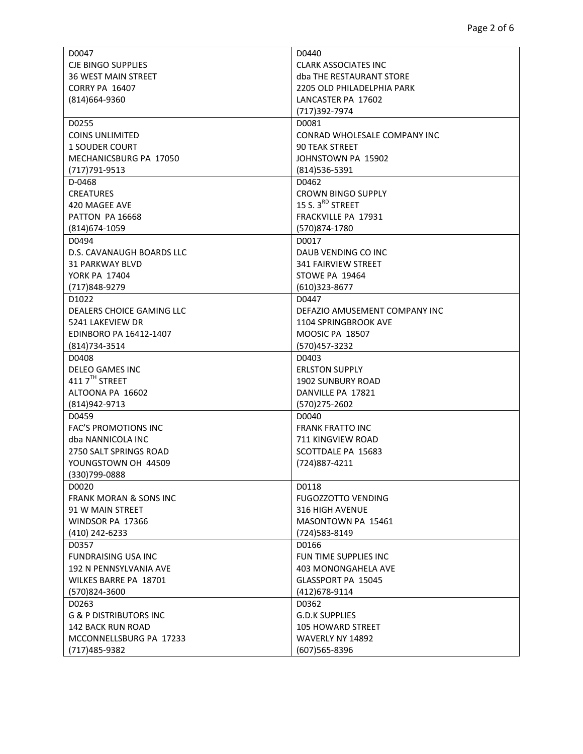| | |
|---|---|
| D0047<br>CJE BINGO SUPPLIES<br>36 WEST MAIN STREET<br>CORRY PA 16407<br>(814)664-9360 | D0440<br>CLARK ASSOCIATES INC<br>dba THE RESTAURANT STORE<br>2205 OLD PHILADELPHIA PARK<br>LANCASTER PA 17602<br>(717)392-7974 |
| D0255<br>COINS UNLIMITED<br>1 SOUDER COURT<br>MECHANICSBURG PA 17050<br>(717)791-9513 | D0081<br>CONRAD WHOLESALE COMPANY INC<br>90 TEAK STREET<br>JOHNSTOWN PA 15902<br>(814)536-5391 |
| D-0468<br>CREATURES<br>420 MAGEE AVE<br>PATTON PA 16668<br>(814)674-1059 | D0462<br>CROWN BINGO SUPPLY<br>15 S. 3RD STREET<br>FRACKVILLE PA 17931<br>(570)874-1780 |
| D0494<br>D.S. CAVANAUGH BOARDS LLC<br>31 PARKWAY BLVD<br>YORK PA 17404<br>(717)848-9279 | D0017<br>DAUB VENDING CO INC<br>341 FAIRVIEW STREET<br>STOWE PA 19464<br>(610)323-8677 |
| D1022<br>DEALERS CHOICE GAMING LLC<br>5241 LAKEVIEW DR<br>EDINBORO PA 16412-1407<br>(814)734-3514 | D0447<br>DEFAZIO AMUSEMENT COMPANY INC<br>1104 SPRINGBROOK AVE<br>MOOSIC PA 18507<br>(570)457-3232 |
| D0408<br>DELEO GAMES INC<br>411 7TH STREET<br>ALTOONA PA 16602<br>(814)942-9713 | D0403<br>ERLSTON SUPPLY<br>1902 SUNBURY ROAD<br>DANVILLE PA 17821<br>(570)275-2602 |
| D0459<br>FAC'S PROMOTIONS INC<br>dba NANNICOLA INC<br>2750 SALT SPRINGS ROAD<br>YOUNGSTOWN OH 44509<br>(330)799-0888 | D0040<br>FRANK FRATTO INC<br>711 KINGVIEW ROAD<br>SCOTTDALE PA 15683<br>(724)887-4211 |
| D0020<br>FRANK MORAN & SONS INC<br>91 W MAIN STREET<br>WINDSOR PA 17366<br>(410) 242-6233 | D0118<br>FUGOZZOTTO VENDING<br>316 HIGH AVENUE<br>MASONTOWN PA 15461<br>(724)583-8149 |
| D0357<br>FUNDRAISING USA INC<br>192 N PENNSYLVANIA AVE<br>WILKES BARRE PA 18701<br>(570)824-3600 | D0166<br>FUN TIME SUPPLIES INC<br>403 MONONGAHELA AVE<br>GLASSPORT PA 15045<br>(412)678-9114 |
| D0263<br>G & P DISTRIBUTORS INC<br>142 BACK RUN ROAD<br>MCCONNELLSBURG PA 17233<br>(717)485-9382 | D0362<br>G.D.K SUPPLIES<br>105 HOWARD STREET<br>WAVERLY NY 14892<br>(607)565-8396 |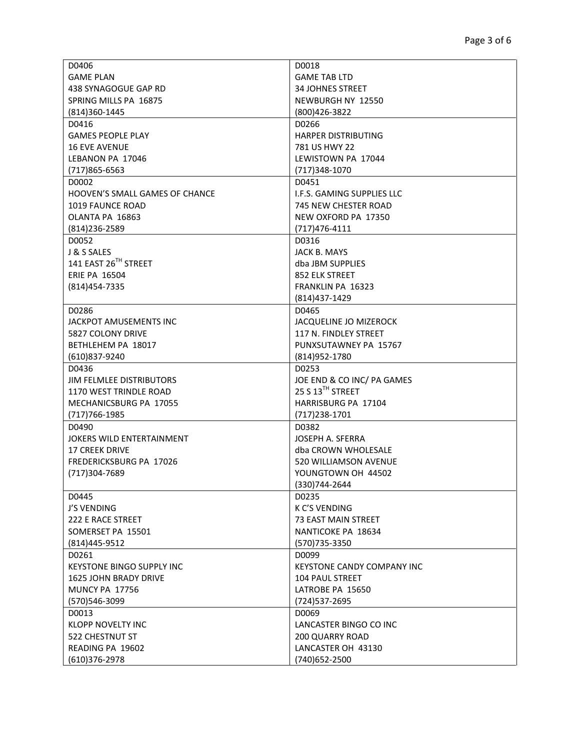| | |
|---|---|
| D0406<br>GAME PLAN<br>438 SYNAGOGUE GAP RD<br>SPRING MILLS PA 16875<br>(814)360-1445 | D0018<br>GAME TAB LTD<br>34 JOHNES STREET<br>NEWBURGH NY 12550<br>(800)426-3822 |
| D0416<br>GAMES PEOPLE PLAY<br>16 EVE AVENUE<br>LEBANON PA 17046<br>(717)865-6563 | D0266<br>HARPER DISTRIBUTING<br>781 US HWY 22<br>LEWISTOWN PA 17044<br>(717)348-1070 |
| D0002<br>HOOVEN'S SMALL GAMES OF CHANCE<br>1019 FAUNCE ROAD<br>OLANTA PA 16863<br>(814)236-2589 | D0451<br>I.F.S. GAMING SUPPLIES LLC<br>745 NEW CHESTER ROAD<br>NEW OXFORD PA 17350<br>(717)476-4111 |
| D0052<br>J & S SALES<br>141 EAST 26TH STREET<br>ERIE PA 16504<br>(814)454-7335 | D0316<br>JACK B. MAYS<br>dba JBM SUPPLIES<br>852 ELK STREET<br>FRANKLIN PA 16323<br>(814)437-1429 |
| D0286<br>JACKPOT AMUSEMENTS INC<br>5827 COLONY DRIVE<br>BETHLEHEM PA 18017<br>(610)837-9240 | D0465<br>JACQUELINE JO MIZEROCK<br>117 N. FINDLEY STREET<br>PUNXSUTAWNEY PA 15767<br>(814)952-1780 |
| D0436<br>JIM FELMLEE DISTRIBUTORS<br>1170 WEST TRINDLE ROAD<br>MECHANICSBURG PA 17055<br>(717)766-1985 | D0253<br>JOE END & CO INC/ PA GAMES<br>25 S 13TH STREET<br>HARRISBURG PA 17104<br>(717)238-1701 |
| D0490<br>JOKERS WILD ENTERTAINMENT<br>17 CREEK DRIVE<br>FREDERICKSBURG PA 17026<br>(717)304-7689 | D0382<br>JOSEPH A. SFERRA<br>dba CROWN WHOLESALE<br>520 WILLIAMSON AVENUE<br>YOUNGTOWN OH 44502<br>(330)744-2644 |
| D0445<br>J'S VENDING<br>222 E RACE STREET<br>SOMERSET PA 15501<br>(814)445-9512 | D0235<br>K C'S VENDING<br>73 EAST MAIN STREET<br>NANTICOKE PA 18634<br>(570)735-3350 |
| D0261<br>KEYSTONE BINGO SUPPLY INC<br>1625 JOHN BRADY DRIVE<br>MUNCY PA 17756<br>(570)546-3099 | D0099<br>KEYSTONE CANDY COMPANY INC<br>104 PAUL STREET<br>LATROBE PA 15650<br>(724)537-2695 |
| D0013<br>KLOPP NOVELTY INC<br>522 CHESTNUT ST<br>READING PA 19602<br>(610)376-2978 | D0069<br>LANCASTER BINGO CO INC<br>200 QUARRY ROAD<br>LANCASTER OH 43130<br>(740)652-2500 |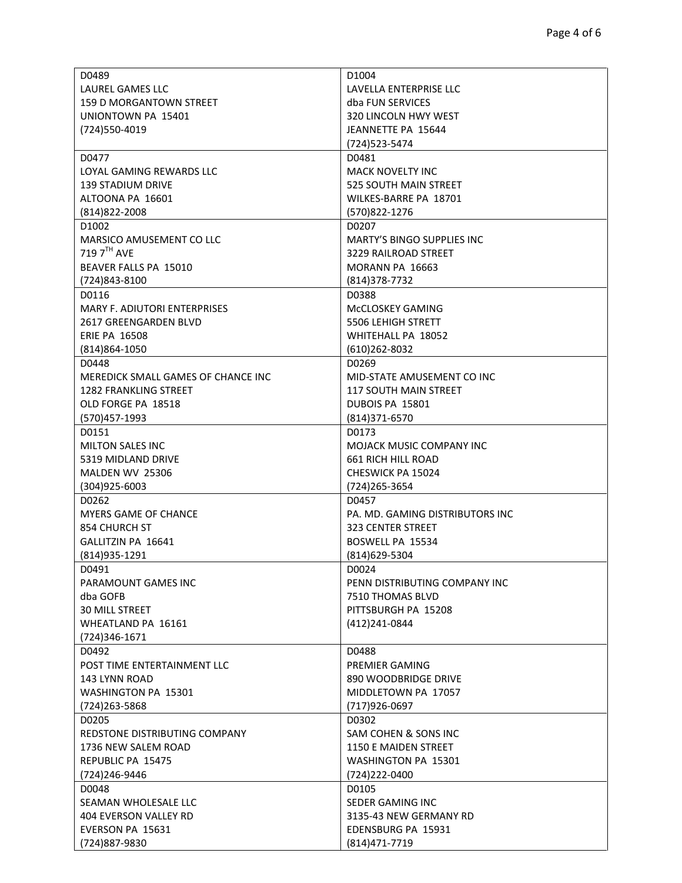| | |
|---|---|
| D0489<br>LAUREL GAMES LLC<br>159 D MORGANTOWN STREET<br>UNIONTOWN PA 15401<br>(724)550-4019 | D1004<br>LAVELLA ENTERPRISE LLC<br>dba FUN SERVICES<br>320 LINCOLN HWY WEST<br>JEANNETTE PA 15644<br>(724)523-5474 |
| D0477<br>LOYAL GAMING REWARDS LLC<br>139 STADIUM DRIVE<br>ALTOONA PA 16601<br>(814)822-2008 | D0481<br>MACK NOVELTY INC<br>525 SOUTH MAIN STREET<br>WILKES-BARRE PA 18701<br>(570)822-1276 |
| D1002<br>MARSICO AMUSEMENT CO LLC<br>719 7TH AVE<br>BEAVER FALLS PA 15010<br>(724)843-8100 | D0207<br>MARTY'S BINGO SUPPLIES INC<br>3229 RAILROAD STREET<br>MORANN PA 16663<br>(814)378-7732 |
| D0116<br>MARY F. ADIUTORI ENTERPRISES<br>2617 GREENGARDEN BLVD<br>ERIE PA 16508<br>(814)864-1050 | D0388<br>McCLOSKEY GAMING<br>5506 LEHIGH STRETT<br>WHITEHALL PA 18052<br>(610)262-8032 |
| D0448<br>MEREDICK SMALL GAMES OF CHANCE INC<br>1282 FRANKLING STREET<br>OLD FORGE PA 18518<br>(570)457-1993 | D0269<br>MID-STATE AMUSEMENT CO INC<br>117 SOUTH MAIN STREET<br>DUBOIS PA 15801<br>(814)371-6570 |
| D0151<br>MILTON SALES INC<br>5319 MIDLAND DRIVE<br>MALDEN WV 25306<br>(304)925-6003 | D0173<br>MOJACK MUSIC COMPANY INC<br>661 RICH HILL ROAD<br>CHESWICK PA 15024<br>(724)265-3654 |
| D0262<br>MYERS GAME OF CHANCE<br>854 CHURCH ST<br>GALLITZIN PA 16641<br>(814)935-1291 | D0457<br>PA. MD. GAMING DISTRIBUTORS INC<br>323 CENTER STREET<br>BOSWELL PA 15534<br>(814)629-5304 |
| D0491<br>PARAMOUNT GAMES INC<br>dba GOFB<br>30 MILL STREET<br>WHEATLAND PA 16161<br>(724)346-1671 | D0024<br>PENN DISTRIBUTING COMPANY INC<br>7510 THOMAS BLVD<br>PITTSBURGH PA 15208<br>(412)241-0844 |
| D0492<br>POST TIME ENTERTAINMENT LLC<br>143 LYNN ROAD<br>WASHINGTON PA 15301<br>(724)263-5868 | D0488<br>PREMIER GAMING<br>890 WOODBRIDGE DRIVE<br>MIDDLETOWN PA 17057<br>(717)926-0697 |
| D0205<br>REDSTONE DISTRIBUTING COMPANY<br>1736 NEW SALEM ROAD<br>REPUBLIC PA 15475<br>(724)246-9446 | D0302<br>SAM COHEN & SONS INC<br>1150 E MAIDEN STREET<br>WASHINGTON PA 15301<br>(724)222-0400 |
| D0048<br>SEAMAN WHOLESALE LLC<br>404 EVERSON VALLEY RD<br>EVERSON PA 15631<br>(724)887-9830 | D0105<br>SEDER GAMING INC<br>3135-43 NEW GERMANY RD<br>EDENSBURG PA 15931<br>(814)471-7719 |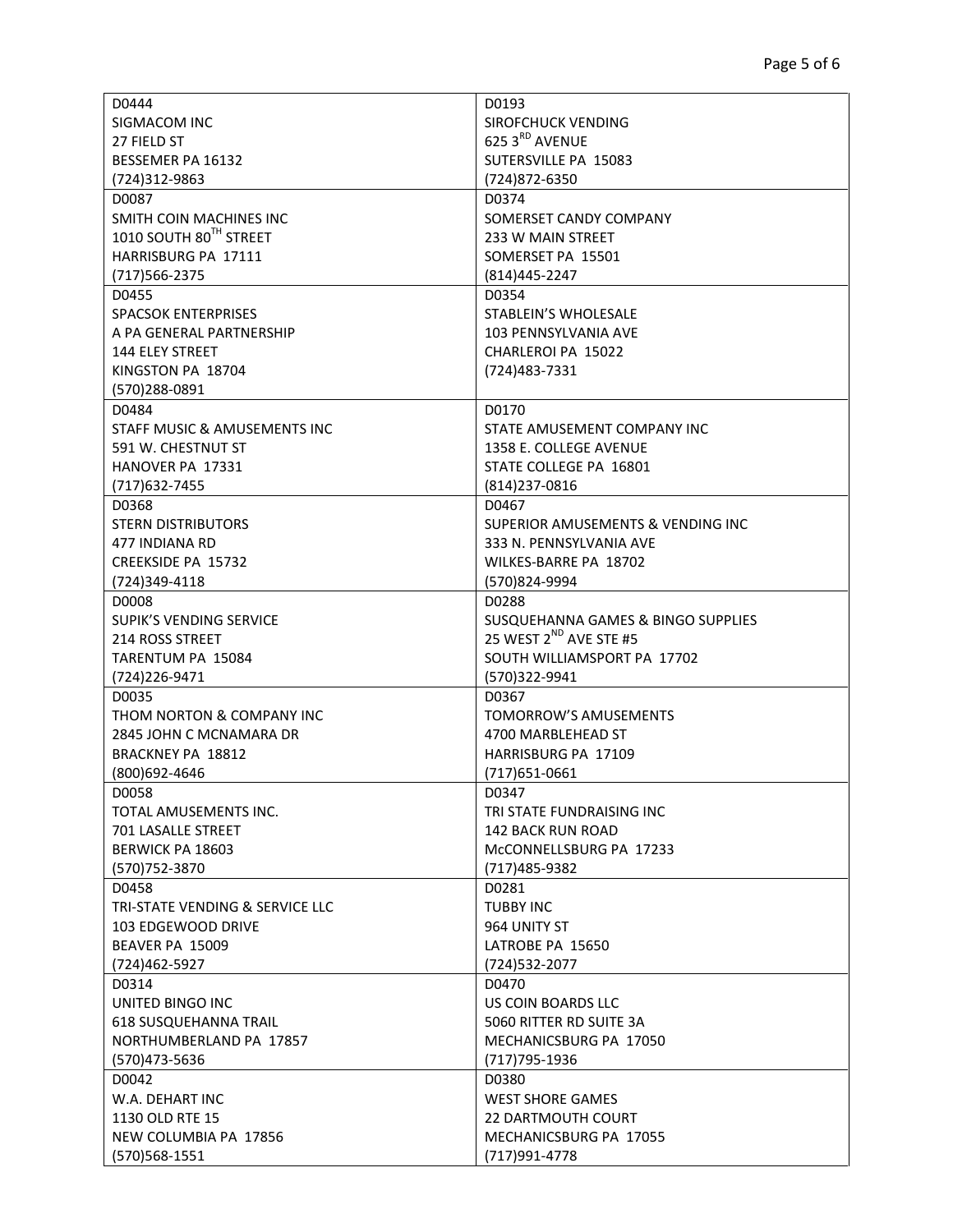| | |
|---|---|
| D0444<br>SIGMACOM INC<br>27 FIELD ST<br>BESSEMER PA 16132<br>(724)312-9863 | D0193<br>SIROFCHUCK VENDING<br>625 3RD AVENUE<br>SUTERSVILLE PA 15083<br>(724)872-6350 |
| D0087<br>SMITH COIN MACHINES INC<br>1010 SOUTH 80TH STREET<br>HARRISBURG PA 17111<br>(717)566-2375 | D0374<br>SOMERSET CANDY COMPANY<br>233 W MAIN STREET<br>SOMERSET PA 15501<br>(814)445-2247 |
| D0455<br>SPACSOK ENTERPRISES<br>A PA GENERAL PARTNERSHIP<br>144 ELEY STREET<br>KINGSTON PA 18704<br>(570)288-0891 | D0354<br>STABLEIN'S WHOLESALE<br>103 PENNSYLVANIA AVE<br>CHARLEROI PA 15022<br>(724)483-7331 |
| D0484<br>STAFF MUSIC & AMUSEMENTS INC<br>591 W. CHESTNUT ST<br>HANOVER PA 17331<br>(717)632-7455 | D0170<br>STATE AMUSEMENT COMPANY INC<br>1358 E. COLLEGE AVENUE<br>STATE COLLEGE PA 16801<br>(814)237-0816 |
| D0368<br>STERN DISTRIBUTORS<br>477 INDIANA RD<br>CREEKSIDE PA 15732<br>(724)349-4118 | D0467<br>SUPERIOR AMUSEMENTS & VENDING INC<br>333 N. PENNSYLVANIA AVE<br>WILKES-BARRE PA 18702<br>(570)824-9994 |
| D0008<br>SUPIK'S VENDING SERVICE<br>214 ROSS STREET<br>TARENTUM PA 15084<br>(724)226-9471 | D0288<br>SUSQUEHANNA GAMES & BINGO SUPPLIES<br>25 WEST 2ND AVE STE #5<br>SOUTH WILLIAMSPORT PA 17702<br>(570)322-9941 |
| D0035<br>THOM NORTON & COMPANY INC<br>2845 JOHN C MCNAMARA DR<br>BRACKNEY PA 18812<br>(800)692-4646 | D0367<br>TOMORROW'S AMUSEMENTS<br>4700 MARBLEHEAD ST<br>HARRISBURG PA 17109<br>(717)651-0661 |
| D0058<br>TOTAL AMUSEMENTS INC.<br>701 LASALLE STREET<br>BERWICK PA 18603<br>(570)752-3870 | D0347<br>TRI STATE FUNDRAISING INC<br>142 BACK RUN ROAD<br>McCONNELLSBURG PA 17233<br>(717)485-9382 |
| D0458<br>TRI-STATE VENDING & SERVICE LLC<br>103 EDGEWOOD DRIVE<br>BEAVER PA 15009<br>(724)462-5927 | D0281<br>TUBBY INC<br>964 UNITY ST<br>LATROBE PA 15650<br>(724)532-2077 |
| D0314<br>UNITED BINGO INC<br>618 SUSQUEHANNA TRAIL<br>NORTHUMBERLAND PA 17857<br>(570)473-5636 | D0470<br>US COIN BOARDS LLC<br>5060 RITTER RD SUITE 3A<br>MECHANICSBURG PA 17050<br>(717)795-1936 |
| D0042<br>W.A. DEHART INC<br>1130 OLD RTE 15<br>NEW COLUMBIA PA 17856<br>(570)568-1551 | D0380<br>WEST SHORE GAMES<br>22 DARTMOUTH COURT<br>MECHANICSBURG PA 17055<br>(717)991-4778 |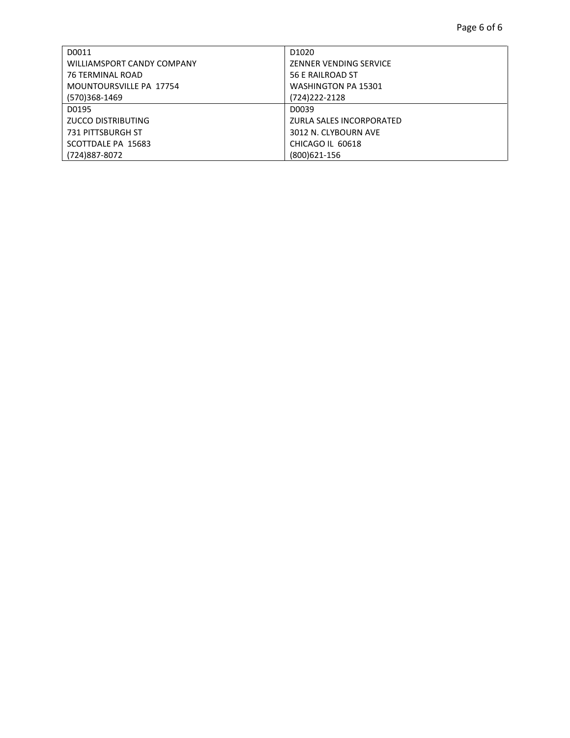| | |
|---|---|
| D0011<br>WILLIAMSPORT CANDY COMPANY<br>76 TERMINAL ROAD<br>MOUNTOURSVILLE PA 17754<br>(570)368-1469 | D1020<br>ZENNER VENDING SERVICE<br>56 E RAILROAD ST<br>WASHINGTON PA 15301<br>(724)222-2128 |
| D0195<br>ZUCCO DISTRIBUTING<br>731 PITTSBURGH ST<br>SCOTTDALE PA 15683<br>(724)887-8072 | D0039<br>ZURLA SALES INCORPORATED<br>3012 N. CLYBOURN AVE<br>CHICAGO IL 60618<br>(800)621-156 |